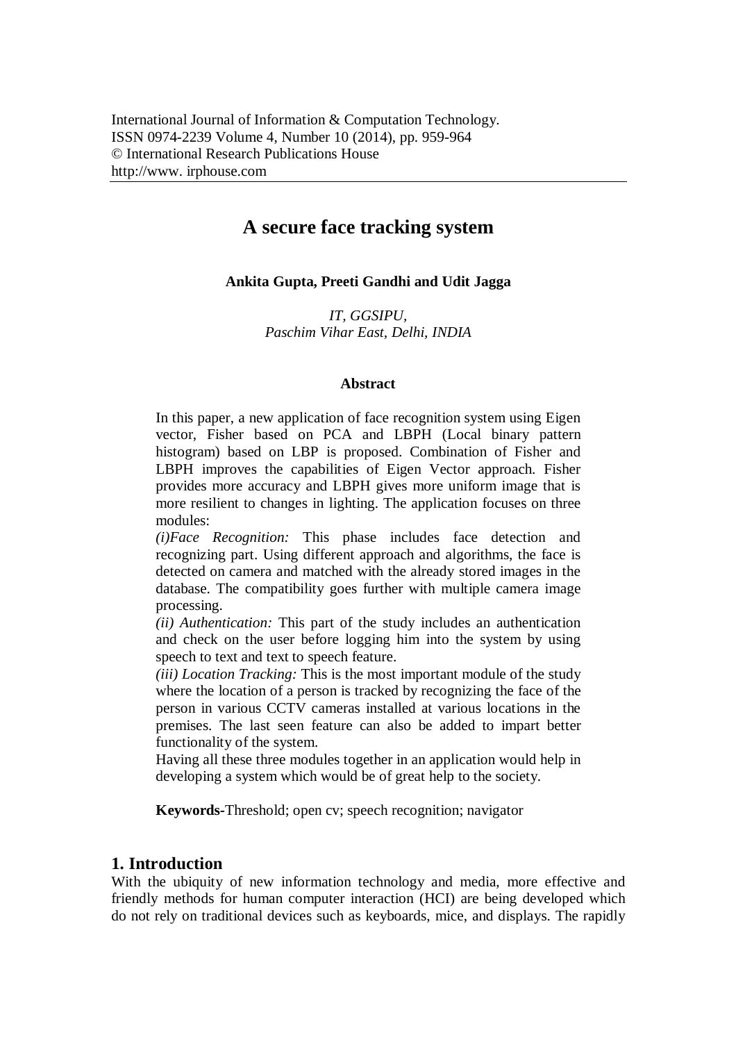# A secure face tracking system

**Ankita Gupta, Preeti Gandhi and Udit Jagga**

*IT, GGSIPU,*
*Paschim Vihar East, Delhi, INDIA*

### Abstract

In this paper, a new application of face recognition system using Eigen vector, Fisher based on PCA and LBPH (Local binary pattern histogram) based on LBP is proposed. Combination of Fisher and LBPH improves the capabilities of Eigen Vector approach. Fisher provides more accuracy and LBPH gives more uniform image that is more resilient to changes in lighting. The application focuses on three modules:

*(i)Face Recognition:* This phase includes face detection and recognizing part. Using different approach and algorithms, the face is detected on camera and matched with the already stored images in the database. The compatibility goes further with multiple camera image processing.

*(ii) Authentication:* This part of the study includes an authentication and check on the user before logging him into the system by using speech to text and text to speech feature.

*(iii) Location Tracking:* This is the most important module of the study where the location of a person is tracked by recognizing the face of the person in various CCTV cameras installed at various locations in the premises. The last seen feature can also be added to impart better functionality of the system.

Having all these three modules together in an application would help in developing a system which would be of great help to the society.

**Keywords**-Threshold; open cv; speech recognition; navigator

## 1. Introduction

With the ubiquity of new information technology and media, more effective and friendly methods for human computer interaction (HCI) are being developed which do not rely on traditional devices such as keyboards, mice, and displays. The rapidly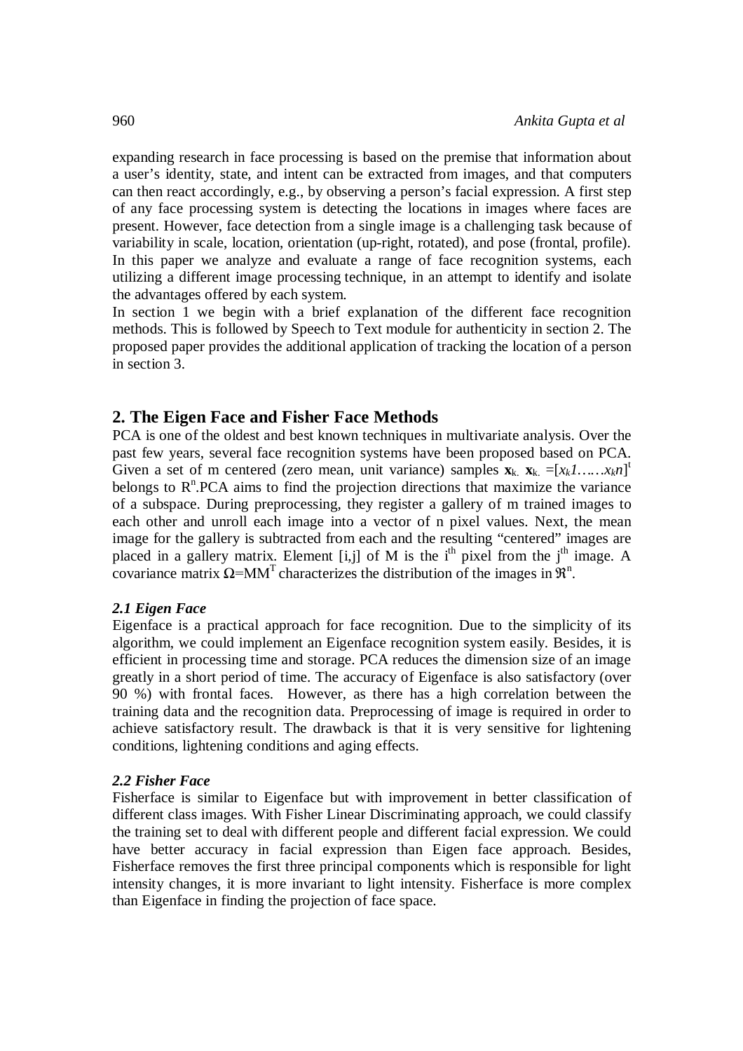expanding research in face processing is based on the premise that information about a user's identity, state, and intent can be extracted from images, and that computers can then react accordingly, e.g., by observing a person's facial expression. A first step of any face processing system is detecting the locations in images where faces are present. However, face detection from a single image is a challenging task because of variability in scale, location, orientation (up-right, rotated), and pose (frontal, profile). In this paper we analyze and evaluate a range of face recognition systems, each utilizing a different image processing technique, in an attempt to identify and isolate the advantages offered by each system.

In section 1 we begin with a brief explanation of the different face recognition methods. This is followed by Speech to Text module for authenticity in section 2. The proposed paper provides the additional application of tracking the location of a person in section 3.

## 2. The Eigen Face and Fisher Face Methods

PCA is one of the oldest and best known techniques in multivariate analysis. Over the past few years, several face recognition systems have been proposed based on PCA. Given a set of m centered (zero mean, unit variance) samples $\mathbf{x}_{k.}$ $\mathbf{x}_{k.} = [x_k 1 \ldots\ldots x_k n]^t$ belongs to $R^n$.PCA aims to find the projection directions that maximize the variance of a subspace. During preprocessing, they register a gallery of m trained images to each other and unroll each image into a vector of n pixel values. Next, the mean image for the gallery is subtracted from each and the resulting "centered" images are placed in a gallery matrix. Element [i,j] of M is the $i^{th}$ pixel from the $j^{th}$ image. A covariance matrix $\Omega = MM^T$ characterizes the distribution of the images in $\Re^n$.

### *2.1 Eigen Face*

Eigenface is a practical approach for face recognition. Due to the simplicity of its algorithm, we could implement an Eigenface recognition system easily. Besides, it is efficient in processing time and storage. PCA reduces the dimension size of an image greatly in a short period of time. The accuracy of Eigenface is also satisfactory (over 90 %) with frontal faces. However, as there has a high correlation between the training data and the recognition data. Preprocessing of image is required in order to achieve satisfactory result. The drawback is that it is very sensitive for lightening conditions, lightening conditions and aging effects.

### *2.2 Fisher Face*

Fisherface is similar to Eigenface but with improvement in better classification of different class images. With Fisher Linear Discriminating approach, we could classify the training set to deal with different people and different facial expression. We could have better accuracy in facial expression than Eigen face approach. Besides, Fisherface removes the first three principal components which is responsible for light intensity changes, it is more invariant to light intensity. Fisherface is more complex than Eigenface in finding the projection of face space.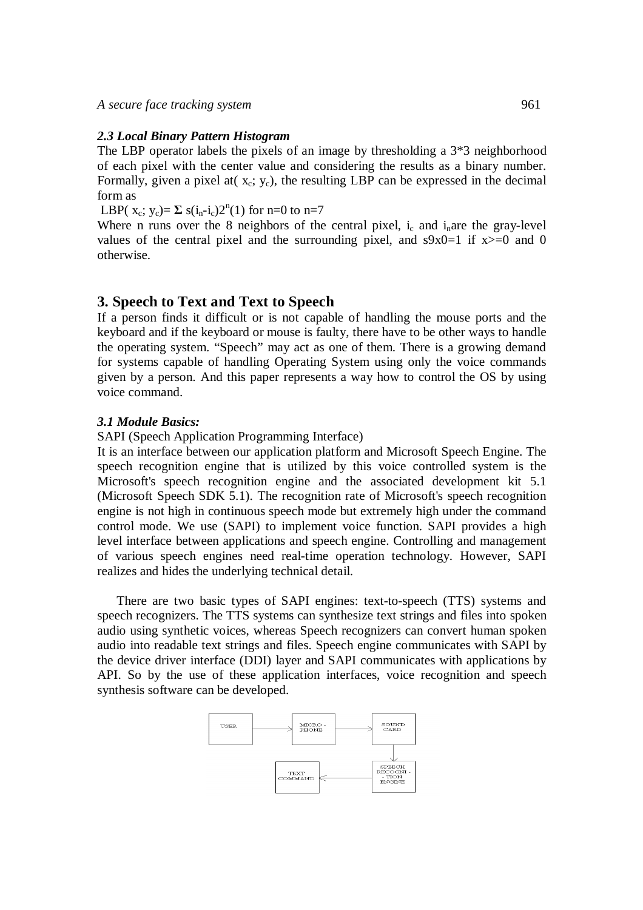### *2.3 Local Binary Pattern Histogram*

The LBP operator labels the pixels of an image by thresholding a 3*3 neighborhood of each pixel with the center value and considering the results as a binary number. Formally, given a pixel at( $x_c$; $y_c$), the resulting LBP can be expressed in the decimal form as

LBP( $x_c$; $y_c$)= $\mathbf{\Sigma}$ $s(i_n-i_c)2^n$(1) for n=0 to n=7

Where n runs over the 8 neighbors of the central pixel, $i_c$ and $i_n$are the gray-level values of the central pixel and the surrounding pixel, and s9x0=1 if x>=0 and 0 otherwise.

## 3. Speech to Text and Text to Speech

If a person finds it difficult or is not capable of handling the mouse ports and the keyboard and if the keyboard or mouse is faulty, there have to be other ways to handle the operating system. “Speech” may act as one of them. There is a growing demand for systems capable of handling Operating System using only the voice commands given by a person. And this paper represents a way how to control the OS by using voice command.

### *3.1 Module Basics:*

SAPI (Speech Application Programming Interface)

It is an interface between our application platform and Microsoft Speech Engine. The speech recognition engine that is utilized by this voice controlled system is the Microsoft's speech recognition engine and the associated development kit 5.1 (Microsoft Speech SDK 5.1). The recognition rate of Microsoft's speech recognition engine is not high in continuous speech mode but extremely high under the command control mode. We use (SAPI) to implement voice function. SAPI provides a high level interface between applications and speech engine. Controlling and management of various speech engines need real-time operation technology. However, SAPI realizes and hides the underlying technical detail.

There are two basic types of SAPI engines: text-to-speech (TTS) systems and speech recognizers. The TTS systems can synthesize text strings and files into spoken audio using synthetic voices, whereas Speech recognizers can convert human spoken audio into readable text strings and files. Speech engine communicates with SAPI by the device driver interface (DDI) layer and SAPI communicates with applications by API. So by the use of these application interfaces, voice recognition and speech synthesis software can be developed.

USER → MICRO - PHONE → SOUND CARD → SPEECH RECOGNI - TION ENGINE → TEXT COMMAND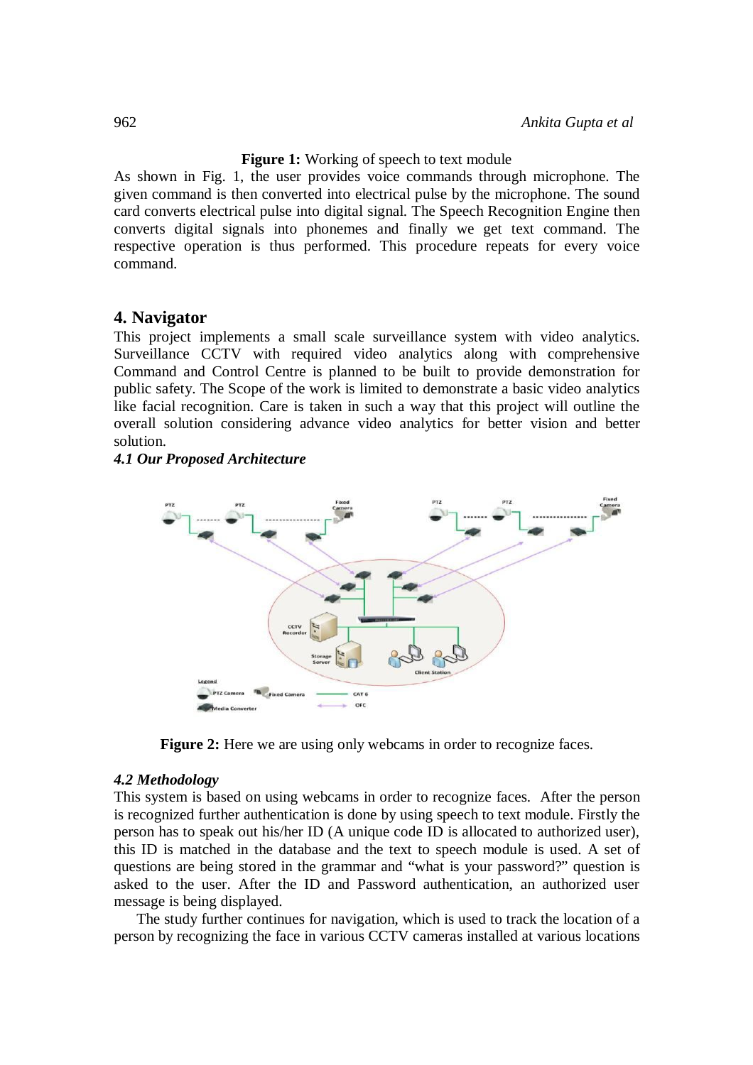**Figure 1:** Working of speech to text module

As shown in Fig. 1, the user provides voice commands through microphone. The given command is then converted into electrical pulse by the microphone. The sound card converts electrical pulse into digital signal. The Speech Recognition Engine then converts digital signals into phonemes and finally we get text command. The respective operation is thus performed. This procedure repeats for every voice command.

## 4. Navigator

This project implements a small scale surveillance system with video analytics. Surveillance CCTV with required video analytics along with comprehensive Command and Control Centre is planned to be built to provide demonstration for public safety. The Scope of the work is limited to demonstrate a basic video analytics like facial recognition. Care is taken in such a way that this project will outline the overall solution considering advance video analytics for better vision and better solution.

### *4.1 Our Proposed Architecture*

**Figure 2:** Here we are using only webcams in order to recognize faces.

### *4.2 Methodology*

This system is based on using webcams in order to recognize faces. After the person is recognized further authentication is done by using speech to text module. Firstly the person has to speak out his/her ID (A unique code ID is allocated to authorized user), this ID is matched in the database and the text to speech module is used. A set of questions are being stored in the grammar and "what is your password?" question is asked to the user. After the ID and Password authentication, an authorized user message is being displayed.

The study further continues for navigation, which is used to track the location of a person by recognizing the face in various CCTV cameras installed at various locations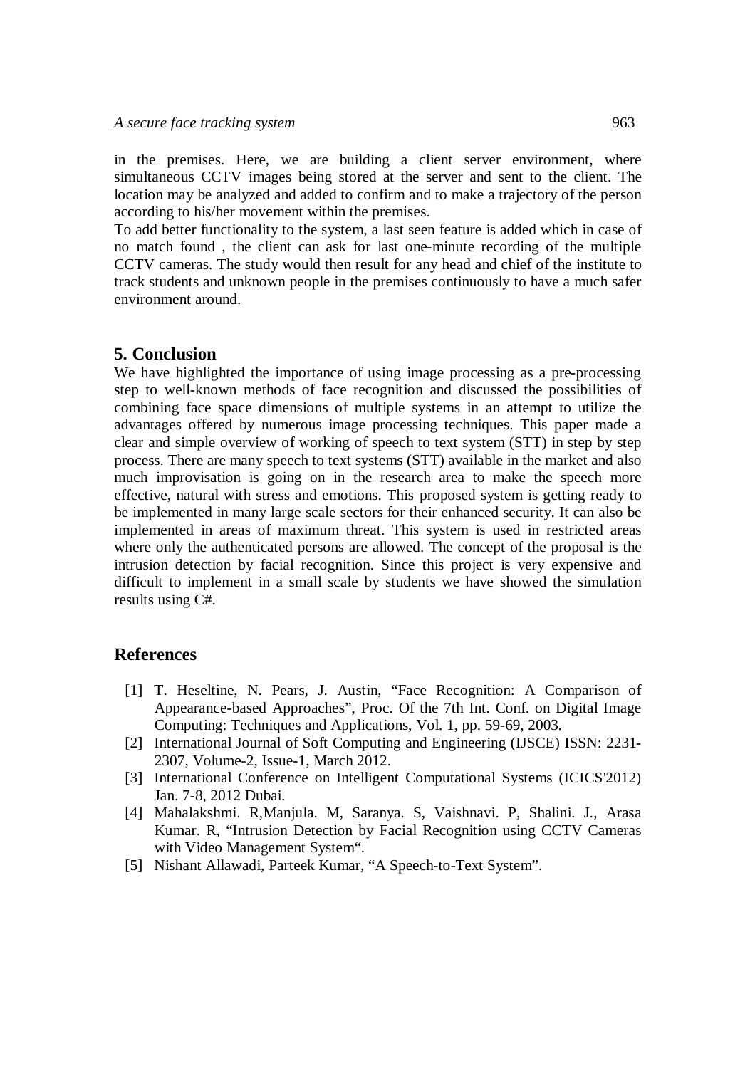in the premises. Here, we are building a client server environment, where simultaneous CCTV images being stored at the server and sent to the client. The location may be analyzed and added to confirm and to make a trajectory of the person according to his/her movement within the premises.

To add better functionality to the system, a last seen feature is added which in case of no match found , the client can ask for last one-minute recording of the multiple CCTV cameras. The study would then result for any head and chief of the institute to track students and unknown people in the premises continuously to have a much safer environment around.

## 5. Conclusion

We have highlighted the importance of using image processing as a pre-processing step to well-known methods of face recognition and discussed the possibilities of combining face space dimensions of multiple systems in an attempt to utilize the advantages offered by numerous image processing techniques. This paper made a clear and simple overview of working of speech to text system (STT) in step by step process. There are many speech to text systems (STT) available in the market and also much improvisation is going on in the research area to make the speech more effective, natural with stress and emotions. This proposed system is getting ready to be implemented in many large scale sectors for their enhanced security. It can also be implemented in areas of maximum threat. This system is used in restricted areas where only the authenticated persons are allowed. The concept of the proposal is the intrusion detection by facial recognition. Since this project is very expensive and difficult to implement in a small scale by students we have showed the simulation results using C#.

## References

[1] T. Heseltine, N. Pears, J. Austin, "Face Recognition: A Comparison of Appearance-based Approaches", Proc. Of the 7th Int. Conf. on Digital Image Computing: Techniques and Applications, Vol. 1, pp. 59-69, 2003.

[2] International Journal of Soft Computing and Engineering (IJSCE) ISSN: 2231-2307, Volume-2, Issue-1, March 2012.

[3] International Conference on Intelligent Computational Systems (ICICS'2012) Jan. 7-8, 2012 Dubai.

[4] Mahalakshmi. R,Manjula. M, Saranya. S, Vaishnavi. P, Shalini. J., Arasa Kumar. R, "Intrusion Detection by Facial Recognition using CCTV Cameras with Video Management System".

[5] Nishant Allawadi, Parteek Kumar, "A Speech-to-Text System".